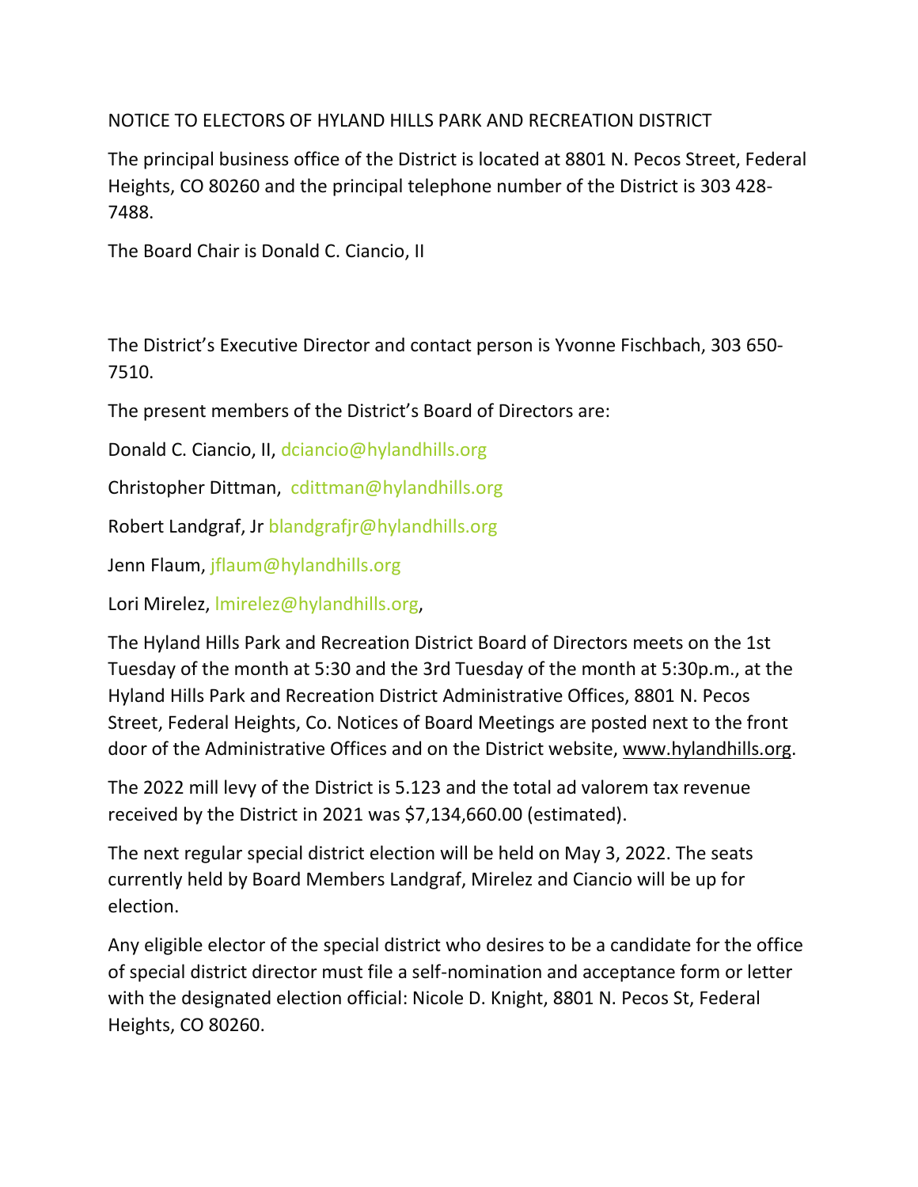NOTICE TO ELECTORS OF HYLAND HILLS PARK AND RECREATION DISTRICT

The principal business office of the District is located at 8801 N. Pecos Street, Federal Heights, CO 80260 and the principal telephone number of the District is 303 428-7488.

The Board Chair is Donald C. Ciancio, II

The District's Executive Director and contact person is Yvonne Fischbach, 303 650-7510.

The present members of the District's Board of Directors are:

Donald C. Ciancio, II, dciancio@hylandhills.org

Christopher Dittman, cdittman@hylandhills.org

Robert Landgraf, Jr blandgrafjr@hylandhills.org

Jenn Flaum, jflaum@hylandhills.org

Lori Mirelez, lmirelez@hylandhills.org,

The Hyland Hills Park and Recreation District Board of Directors meets on the 1st Tuesday of the month at 5:30 and the 3rd Tuesday of the month at 5:30p.m., at the Hyland Hills Park and Recreation District Administrative Offices, 8801 N. Pecos Street, Federal Heights, Co. Notices of Board Meetings are posted next to the front door of the Administrative Offices and on the District website, www.hylandhills.org.

The 2022 mill levy of the District is 5.123 and the total ad valorem tax revenue received by the District in 2021 was $7,134,660.00 (estimated).

The next regular special district election will be held on May 3, 2022. The seats currently held by Board Members Landgraf, Mirelez and Ciancio will be up for election.

Any eligible elector of the special district who desires to be a candidate for the office of special district director must file a self-nomination and acceptance form or letter with the designated election official: Nicole D. Knight, 8801 N. Pecos St, Federal Heights, CO 80260.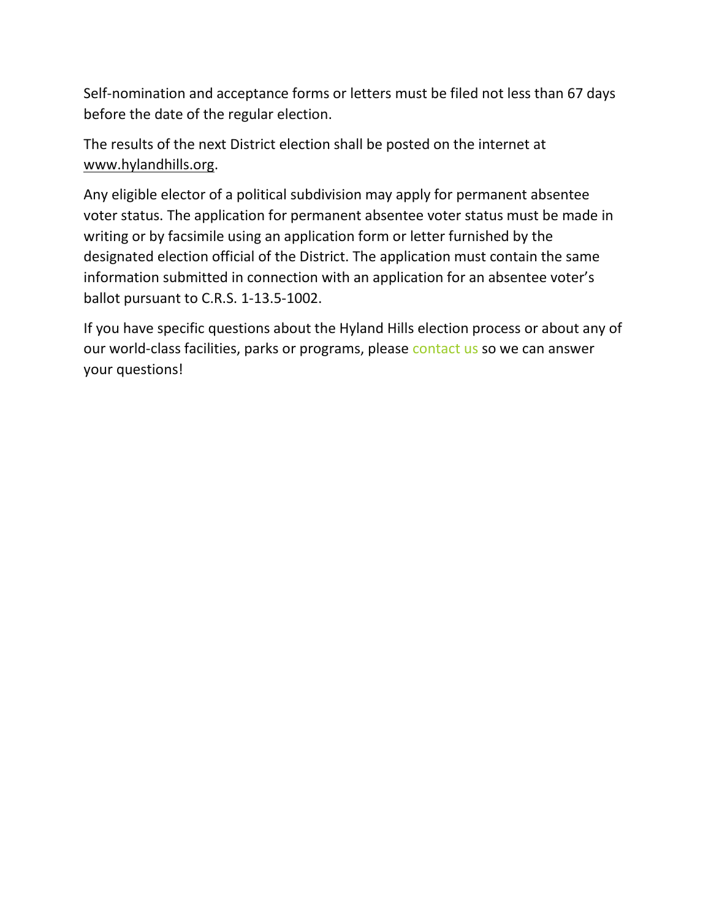Self-nomination and acceptance forms or letters must be filed not less than 67 days before the date of the regular election.

The results of the next District election shall be posted on the internet at www.hylandhills.org.

Any eligible elector of a political subdivision may apply for permanent absentee voter status. The application for permanent absentee voter status must be made in writing or by facsimile using an application form or letter furnished by the designated election official of the District. The application must contain the same information submitted in connection with an application for an absentee voter's ballot pursuant to C.R.S. 1-13.5-1002.

If you have specific questions about the Hyland Hills election process or about any of our world-class facilities, parks or programs, please contact us so we can answer your questions!